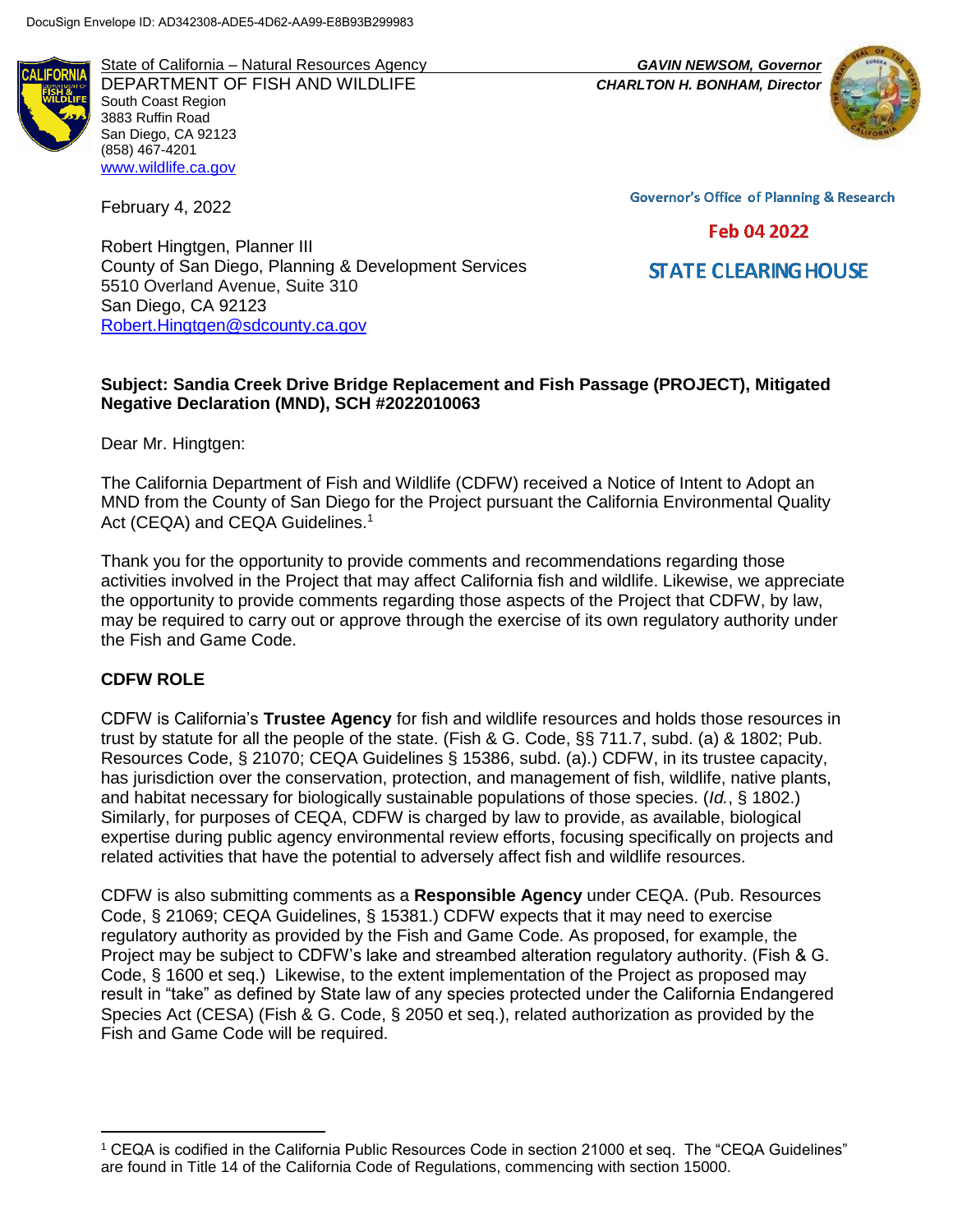DocuSign Envelope ID: AD342308-ADE5-4D62-AA99-E8B93B299983

State of California – Natural Resources Agency
DEPARTMENT OF FISH AND WILDLIFE
South Coast Region
3883 Ruffin Road
San Diego, CA 92123
(858) 467-4201
www.wildlife.ca.gov

***GAVIN NEWSOM, Governor***
***CHARLTON H. BONHAM, Director***

Governor's Office of Planning & Research

Feb 04 2022

STATE CLEARING HOUSE

February 4, 2022

Robert Hingtgen, Planner III
County of San Diego, Planning & Development Services
5510 Overland Avenue, Suite 310
San Diego, CA 92123
Robert.Hingtgen@sdcounty.ca.gov

**Subject: Sandia Creek Drive Bridge Replacement and Fish Passage (PROJECT), Mitigated Negative Declaration (MND), SCH #2022010063**

Dear Mr. Hingtgen:

The California Department of Fish and Wildlife (CDFW) received a Notice of Intent to Adopt an MND from the County of San Diego for the Project pursuant the California Environmental Quality Act (CEQA) and CEQA Guidelines.[1]

Thank you for the opportunity to provide comments and recommendations regarding those activities involved in the Project that may affect California fish and wildlife. Likewise, we appreciate the opportunity to provide comments regarding those aspects of the Project that CDFW, by law, may be required to carry out or approve through the exercise of its own regulatory authority under the Fish and Game Code.

**CDFW ROLE**

CDFW is California's **Trustee Agency** for fish and wildlife resources and holds those resources in trust by statute for all the people of the state. (Fish & G. Code, §§ 711.7, subd. (a) & 1802; Pub. Resources Code, § 21070; CEQA Guidelines § 15386, subd. (a).) CDFW, in its trustee capacity, has jurisdiction over the conservation, protection, and management of fish, wildlife, native plants, and habitat necessary for biologically sustainable populations of those species. (*Id.*, § 1802.) Similarly, for purposes of CEQA, CDFW is charged by law to provide, as available, biological expertise during public agency environmental review efforts, focusing specifically on projects and related activities that have the potential to adversely affect fish and wildlife resources.

CDFW is also submitting comments as a **Responsible Agency** under CEQA. (Pub. Resources Code, § 21069; CEQA Guidelines, § 15381.) CDFW expects that it may need to exercise regulatory authority as provided by the Fish and Game Code. As proposed, for example, the Project may be subject to CDFW's lake and streambed alteration regulatory authority. (Fish & G. Code, § 1600 et seq.) Likewise, to the extent implementation of the Project as proposed may result in "take" as defined by State law of any species protected under the California Endangered Species Act (CESA) (Fish & G. Code, § 2050 et seq.), related authorization as provided by the Fish and Game Code will be required.

[1] CEQA is codified in the California Public Resources Code in section 21000 et seq. The "CEQA Guidelines" are found in Title 14 of the California Code of Regulations, commencing with section 15000.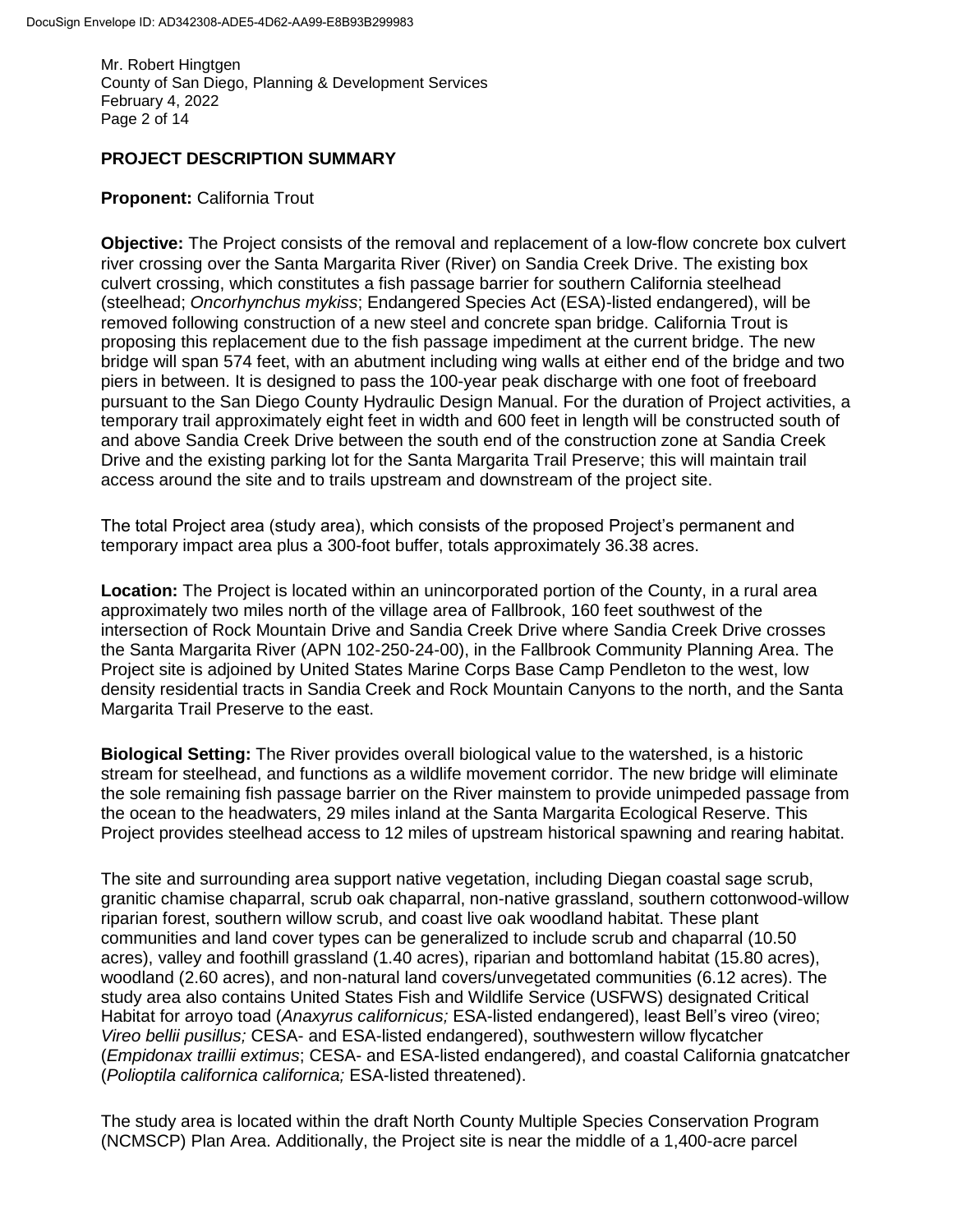## PROJECT DESCRIPTION SUMMARY

**Proponent:** California Trout

**Objective:** The Project consists of the removal and replacement of a low-flow concrete box culvert river crossing over the Santa Margarita River (River) on Sandia Creek Drive. The existing box culvert crossing, which constitutes a fish passage barrier for southern California steelhead (steelhead; *Oncorhynchus mykiss*; Endangered Species Act (ESA)-listed endangered), will be removed following construction of a new steel and concrete span bridge. California Trout is proposing this replacement due to the fish passage impediment at the current bridge. The new bridge will span 574 feet, with an abutment including wing walls at either end of the bridge and two piers in between. It is designed to pass the 100-year peak discharge with one foot of freeboard pursuant to the San Diego County Hydraulic Design Manual. For the duration of Project activities, a temporary trail approximately eight feet in width and 600 feet in length will be constructed south of and above Sandia Creek Drive between the south end of the construction zone at Sandia Creek Drive and the existing parking lot for the Santa Margarita Trail Preserve; this will maintain trail access around the site and to trails upstream and downstream of the project site.

The total Project area (study area), which consists of the proposed Project's permanent and temporary impact area plus a 300-foot buffer, totals approximately 36.38 acres.

**Location:** The Project is located within an unincorporated portion of the County, in a rural area approximately two miles north of the village area of Fallbrook, 160 feet southwest of the intersection of Rock Mountain Drive and Sandia Creek Drive where Sandia Creek Drive crosses the Santa Margarita River (APN 102-250-24-00), in the Fallbrook Community Planning Area. The Project site is adjoined by United States Marine Corps Base Camp Pendleton to the west, low density residential tracts in Sandia Creek and Rock Mountain Canyons to the north, and the Santa Margarita Trail Preserve to the east.

**Biological Setting:** The River provides overall biological value to the watershed, is a historic stream for steelhead, and functions as a wildlife movement corridor. The new bridge will eliminate the sole remaining fish passage barrier on the River mainstem to provide unimpeded passage from the ocean to the headwaters, 29 miles inland at the Santa Margarita Ecological Reserve. This Project provides steelhead access to 12 miles of upstream historical spawning and rearing habitat.

The site and surrounding area support native vegetation, including Diegan coastal sage scrub, granitic chamise chaparral, scrub oak chaparral, non-native grassland, southern cottonwood-willow riparian forest, southern willow scrub, and coast live oak woodland habitat. These plant communities and land cover types can be generalized to include scrub and chaparral (10.50 acres), valley and foothill grassland (1.40 acres), riparian and bottomland habitat (15.80 acres), woodland (2.60 acres), and non-natural land covers/unvegetated communities (6.12 acres). The study area also contains United States Fish and Wildlife Service (USFWS) designated Critical Habitat for arroyo toad (*Anaxyrus californicus;* ESA-listed endangered), least Bell's vireo (vireo; *Vireo bellii pusillus;* CESA- and ESA-listed endangered), southwestern willow flycatcher (*Empidonax traillii extimus*; CESA- and ESA-listed endangered), and coastal California gnatcatcher (*Polioptila californica californica;* ESA-listed threatened).

The study area is located within the draft North County Multiple Species Conservation Program (NCMSCP) Plan Area. Additionally, the Project site is near the middle of a 1,400-acre parcel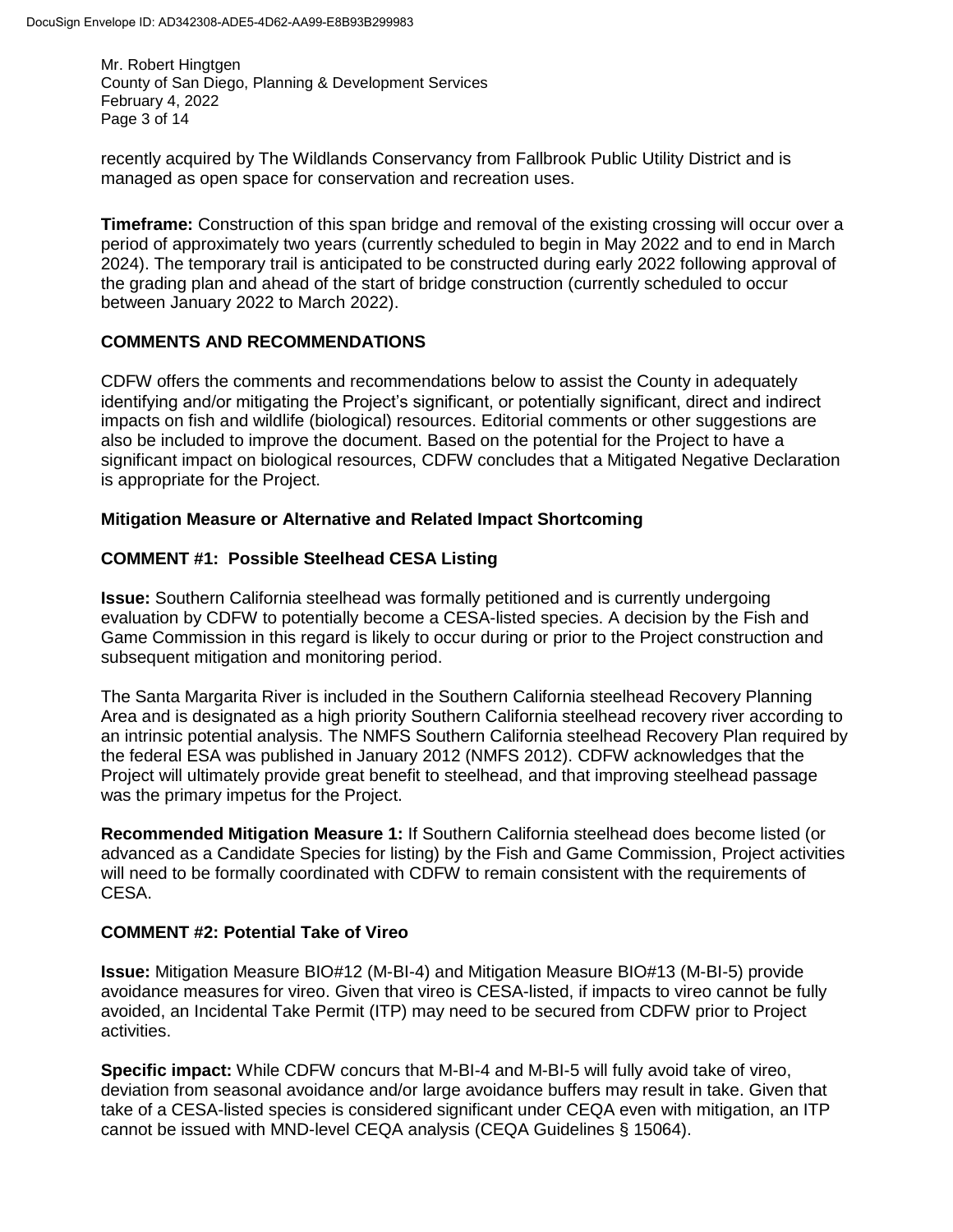recently acquired by The Wildlands Conservancy from Fallbrook Public Utility District and is managed as open space for conservation and recreation uses.

**Timeframe:** Construction of this span bridge and removal of the existing crossing will occur over a period of approximately two years (currently scheduled to begin in May 2022 and to end in March 2024). The temporary trail is anticipated to be constructed during early 2022 following approval of the grading plan and ahead of the start of bridge construction (currently scheduled to occur between January 2022 to March 2022).

## COMMENTS AND RECOMMENDATIONS

CDFW offers the comments and recommendations below to assist the County in adequately identifying and/or mitigating the Project's significant, or potentially significant, direct and indirect impacts on fish and wildlife (biological) resources. Editorial comments or other suggestions are also be included to improve the document. Based on the potential for the Project to have a significant impact on biological resources, CDFW concludes that a Mitigated Negative Declaration is appropriate for the Project.

### Mitigation Measure or Alternative and Related Impact Shortcoming

### COMMENT #1: Possible Steelhead CESA Listing

**Issue:** Southern California steelhead was formally petitioned and is currently undergoing evaluation by CDFW to potentially become a CESA-listed species. A decision by the Fish and Game Commission in this regard is likely to occur during or prior to the Project construction and subsequent mitigation and monitoring period.

The Santa Margarita River is included in the Southern California steelhead Recovery Planning Area and is designated as a high priority Southern California steelhead recovery river according to an intrinsic potential analysis. The NMFS Southern California steelhead Recovery Plan required by the federal ESA was published in January 2012 (NMFS 2012). CDFW acknowledges that the Project will ultimately provide great benefit to steelhead, and that improving steelhead passage was the primary impetus for the Project.

**Recommended Mitigation Measure 1:** If Southern California steelhead does become listed (or advanced as a Candidate Species for listing) by the Fish and Game Commission, Project activities will need to be formally coordinated with CDFW to remain consistent with the requirements of CESA.

### COMMENT #2: Potential Take of Vireo

**Issue:** Mitigation Measure BIO#12 (M-BI-4) and Mitigation Measure BIO#13 (M-BI-5) provide avoidance measures for vireo. Given that vireo is CESA-listed, if impacts to vireo cannot be fully avoided, an Incidental Take Permit (ITP) may need to be secured from CDFW prior to Project activities.

**Specific impact:** While CDFW concurs that M-BI-4 and M-BI-5 will fully avoid take of vireo, deviation from seasonal avoidance and/or large avoidance buffers may result in take. Given that take of a CESA-listed species is considered significant under CEQA even with mitigation, an ITP cannot be issued with MND-level CEQA analysis (CEQA Guidelines § 15064).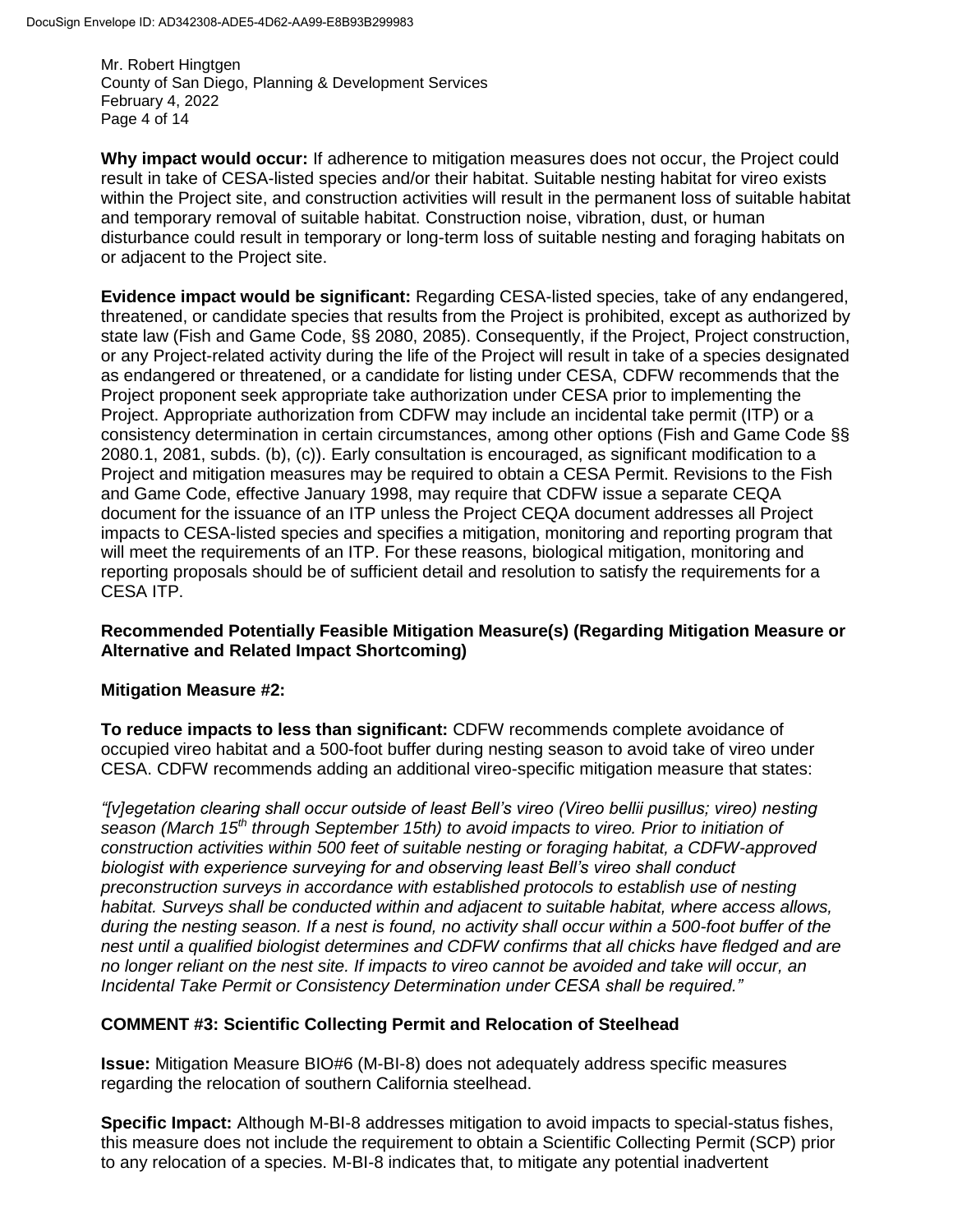**Why impact would occur:** If adherence to mitigation measures does not occur, the Project could result in take of CESA-listed species and/or their habitat. Suitable nesting habitat for vireo exists within the Project site, and construction activities will result in the permanent loss of suitable habitat and temporary removal of suitable habitat. Construction noise, vibration, dust, or human disturbance could result in temporary or long-term loss of suitable nesting and foraging habitats on or adjacent to the Project site.

**Evidence impact would be significant:** Regarding CESA-listed species, take of any endangered, threatened, or candidate species that results from the Project is prohibited, except as authorized by state law (Fish and Game Code, §§ 2080, 2085). Consequently, if the Project, Project construction, or any Project-related activity during the life of the Project will result in take of a species designated as endangered or threatened, or a candidate for listing under CESA, CDFW recommends that the Project proponent seek appropriate take authorization under CESA prior to implementing the Project. Appropriate authorization from CDFW may include an incidental take permit (ITP) or a consistency determination in certain circumstances, among other options (Fish and Game Code §§ 2080.1, 2081, subds. (b), (c)). Early consultation is encouraged, as significant modification to a Project and mitigation measures may be required to obtain a CESA Permit. Revisions to the Fish and Game Code, effective January 1998, may require that CDFW issue a separate CEQA document for the issuance of an ITP unless the Project CEQA document addresses all Project impacts to CESA-listed species and specifies a mitigation, monitoring and reporting program that will meet the requirements of an ITP. For these reasons, biological mitigation, monitoring and reporting proposals should be of sufficient detail and resolution to satisfy the requirements for a CESA ITP.

**Recommended Potentially Feasible Mitigation Measure(s) (Regarding Mitigation Measure or Alternative and Related Impact Shortcoming)**

**Mitigation Measure #2:**

**To reduce impacts to less than significant:** CDFW recommends complete avoidance of occupied vireo habitat and a 500-foot buffer during nesting season to avoid take of vireo under CESA. CDFW recommends adding an additional vireo-specific mitigation measure that states:

*"[v]egetation clearing shall occur outside of least Bell's vireo (Vireo bellii pusillus; vireo) nesting season (March 15th through September 15th) to avoid impacts to vireo. Prior to initiation of construction activities within 500 feet of suitable nesting or foraging habitat, a CDFW-approved biologist with experience surveying for and observing least Bell's vireo shall conduct preconstruction surveys in accordance with established protocols to establish use of nesting habitat. Surveys shall be conducted within and adjacent to suitable habitat, where access allows, during the nesting season. If a nest is found, no activity shall occur within a 500-foot buffer of the nest until a qualified biologist determines and CDFW confirms that all chicks have fledged and are no longer reliant on the nest site. If impacts to vireo cannot be avoided and take will occur, an Incidental Take Permit or Consistency Determination under CESA shall be required."*

**COMMENT #3: Scientific Collecting Permit and Relocation of Steelhead**

**Issue:** Mitigation Measure BIO#6 (M-BI-8) does not adequately address specific measures regarding the relocation of southern California steelhead.

**Specific Impact:** Although M-BI-8 addresses mitigation to avoid impacts to special-status fishes, this measure does not include the requirement to obtain a Scientific Collecting Permit (SCP) prior to any relocation of a species. M-BI-8 indicates that, to mitigate any potential inadvertent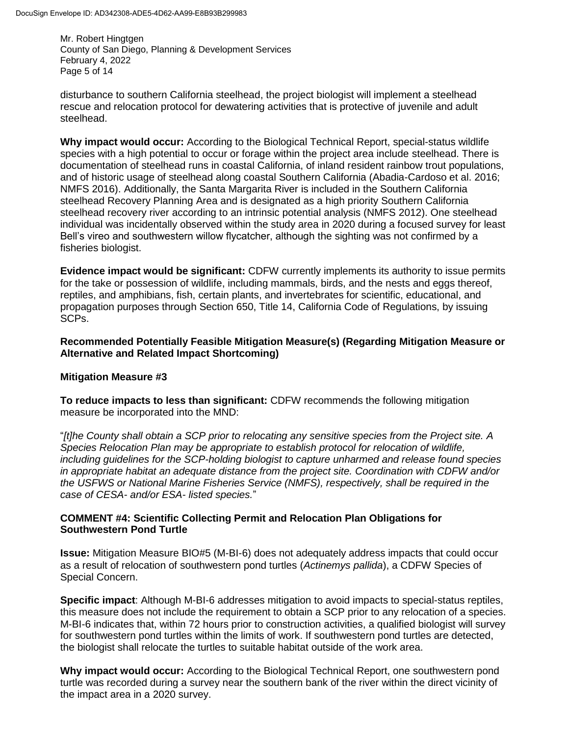disturbance to southern California steelhead, the project biologist will implement a steelhead rescue and relocation protocol for dewatering activities that is protective of juvenile and adult steelhead.

**Why impact would occur:** According to the Biological Technical Report, special-status wildlife species with a high potential to occur or forage within the project area include steelhead. There is documentation of steelhead runs in coastal California, of inland resident rainbow trout populations, and of historic usage of steelhead along coastal Southern California (Abadia-Cardoso et al. 2016; NMFS 2016). Additionally, the Santa Margarita River is included in the Southern California steelhead Recovery Planning Area and is designated as a high priority Southern California steelhead recovery river according to an intrinsic potential analysis (NMFS 2012). One steelhead individual was incidentally observed within the study area in 2020 during a focused survey for least Bell's vireo and southwestern willow flycatcher, although the sighting was not confirmed by a fisheries biologist.

**Evidence impact would be significant:** CDFW currently implements its authority to issue permits for the take or possession of wildlife, including mammals, birds, and the nests and eggs thereof, reptiles, and amphibians, fish, certain plants, and invertebrates for scientific, educational, and propagation purposes through Section 650, Title 14, California Code of Regulations, by issuing SCPs.

**Recommended Potentially Feasible Mitigation Measure(s) (Regarding Mitigation Measure or Alternative and Related Impact Shortcoming)**

**Mitigation Measure #3**

**To reduce impacts to less than significant:** CDFW recommends the following mitigation measure be incorporated into the MND:

"*[t]he County shall obtain a SCP prior to relocating any sensitive species from the Project site. A Species Relocation Plan may be appropriate to establish protocol for relocation of wildlife, including guidelines for the SCP-holding biologist to capture unharmed and release found species in appropriate habitat an adequate distance from the project site. Coordination with CDFW and/or the USFWS or National Marine Fisheries Service (NMFS), respectively, shall be required in the case of CESA- and/or ESA- listed species.*"

**COMMENT #4: Scientific Collecting Permit and Relocation Plan Obligations for Southwestern Pond Turtle**

**Issue:** Mitigation Measure BIO#5 (M-BI-6) does not adequately address impacts that could occur as a result of relocation of southwestern pond turtles (*Actinemys pallida*), a CDFW Species of Special Concern.

**Specific impact**: Although M-BI-6 addresses mitigation to avoid impacts to special-status reptiles, this measure does not include the requirement to obtain a SCP prior to any relocation of a species. M-BI-6 indicates that, within 72 hours prior to construction activities, a qualified biologist will survey for southwestern pond turtles within the limits of work. If southwestern pond turtles are detected, the biologist shall relocate the turtles to suitable habitat outside of the work area.

**Why impact would occur:** According to the Biological Technical Report, one southwestern pond turtle was recorded during a survey near the southern bank of the river within the direct vicinity of the impact area in a 2020 survey.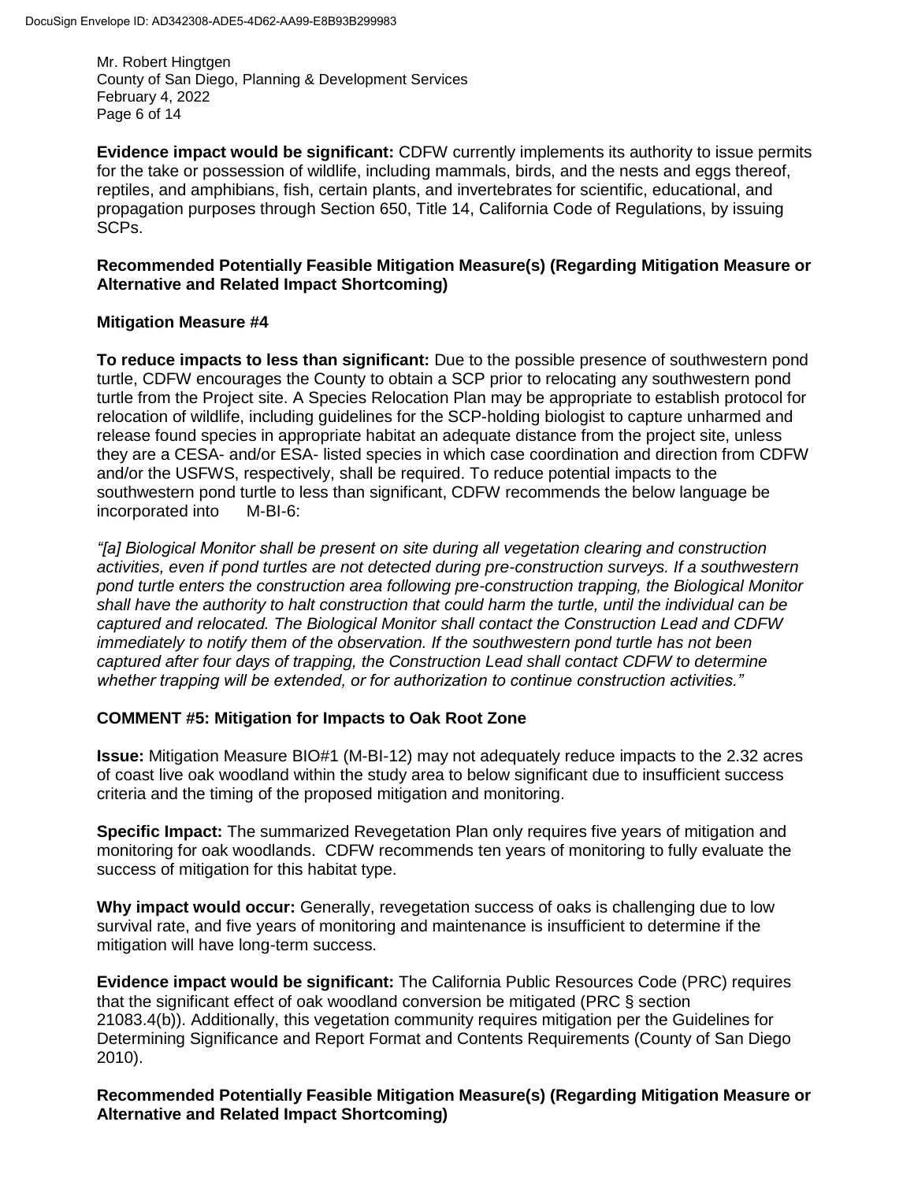**Evidence impact would be significant:** CDFW currently implements its authority to issue permits for the take or possession of wildlife, including mammals, birds, and the nests and eggs thereof, reptiles, and amphibians, fish, certain plants, and invertebrates for scientific, educational, and propagation purposes through Section 650, Title 14, California Code of Regulations, by issuing SCPs.

**Recommended Potentially Feasible Mitigation Measure(s) (Regarding Mitigation Measure or Alternative and Related Impact Shortcoming)**

**Mitigation Measure #4**

**To reduce impacts to less than significant:** Due to the possible presence of southwestern pond turtle, CDFW encourages the County to obtain a SCP prior to relocating any southwestern pond turtle from the Project site. A Species Relocation Plan may be appropriate to establish protocol for relocation of wildlife, including guidelines for the SCP-holding biologist to capture unharmed and release found species in appropriate habitat an adequate distance from the project site, unless they are a CESA- and/or ESA- listed species in which case coordination and direction from CDFW and/or the USFWS, respectively, shall be required. To reduce potential impacts to the southwestern pond turtle to less than significant, CDFW recommends the below language be incorporated into M-BI-6:

*"[a] Biological Monitor shall be present on site during all vegetation clearing and construction activities, even if pond turtles are not detected during pre-construction surveys. If a southwestern pond turtle enters the construction area following pre-construction trapping, the Biological Monitor shall have the authority to halt construction that could harm the turtle, until the individual can be captured and relocated. The Biological Monitor shall contact the Construction Lead and CDFW immediately to notify them of the observation. If the southwestern pond turtle has not been captured after four days of trapping, the Construction Lead shall contact CDFW to determine whether trapping will be extended, or for authorization to continue construction activities."*

**COMMENT #5: Mitigation for Impacts to Oak Root Zone**

**Issue:** Mitigation Measure BIO#1 (M-BI-12) may not adequately reduce impacts to the 2.32 acres of coast live oak woodland within the study area to below significant due to insufficient success criteria and the timing of the proposed mitigation and monitoring.

**Specific Impact:** The summarized Revegetation Plan only requires five years of mitigation and monitoring for oak woodlands. CDFW recommends ten years of monitoring to fully evaluate the success of mitigation for this habitat type.

**Why impact would occur:** Generally, revegetation success of oaks is challenging due to low survival rate, and five years of monitoring and maintenance is insufficient to determine if the mitigation will have long-term success.

**Evidence impact would be significant:** The California Public Resources Code (PRC) requires that the significant effect of oak woodland conversion be mitigated (PRC § section 21083.4(b)). Additionally, this vegetation community requires mitigation per the Guidelines for Determining Significance and Report Format and Contents Requirements (County of San Diego 2010).

**Recommended Potentially Feasible Mitigation Measure(s) (Regarding Mitigation Measure or Alternative and Related Impact Shortcoming)**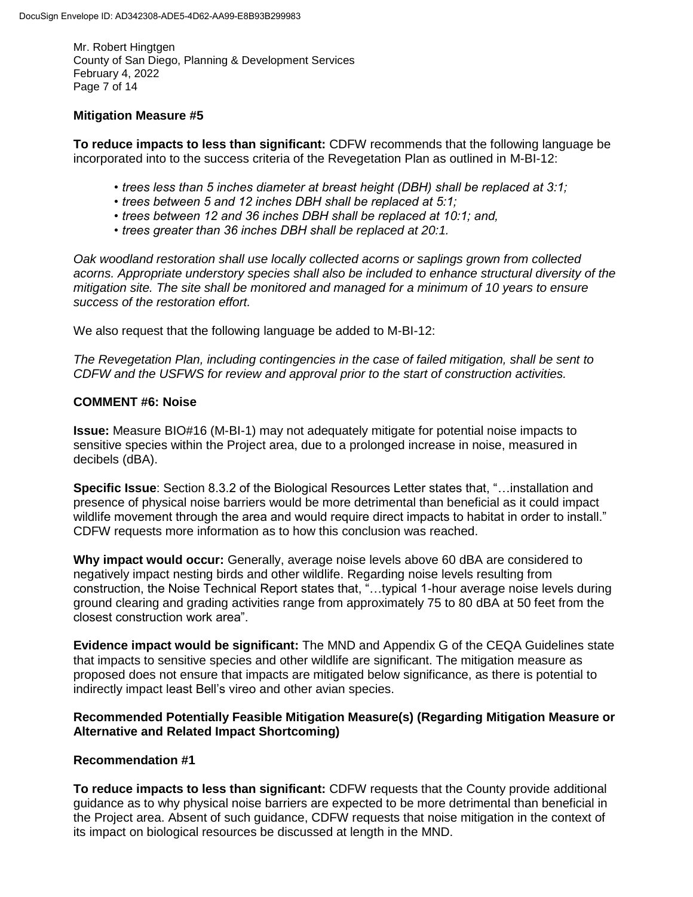**Mitigation Measure #5**

**To reduce impacts to less than significant:** CDFW recommends that the following language be incorporated into to the success criteria of the Revegetation Plan as outlined in M-BI-12:

- *trees less than 5 inches diameter at breast height (DBH) shall be replaced at 3:1;*
- *trees between 5 and 12 inches DBH shall be replaced at 5:1;*
- *trees between 12 and 36 inches DBH shall be replaced at 10:1; and,*
- *trees greater than 36 inches DBH shall be replaced at 20:1.*

*Oak woodland restoration shall use locally collected acorns or saplings grown from collected acorns. Appropriate understory species shall also be included to enhance structural diversity of the mitigation site. The site shall be monitored and managed for a minimum of 10 years to ensure success of the restoration effort.*

We also request that the following language be added to M-BI-12:

*The Revegetation Plan, including contingencies in the case of failed mitigation, shall be sent to CDFW and the USFWS for review and approval prior to the start of construction activities.*

**COMMENT #6: Noise**

**Issue:** Measure BIO#16 (M-BI-1) may not adequately mitigate for potential noise impacts to sensitive species within the Project area, due to a prolonged increase in noise, measured in decibels (dBA).

**Specific Issue**: Section 8.3.2 of the Biological Resources Letter states that, "…installation and presence of physical noise barriers would be more detrimental than beneficial as it could impact wildlife movement through the area and would require direct impacts to habitat in order to install." CDFW requests more information as to how this conclusion was reached.

**Why impact would occur:** Generally, average noise levels above 60 dBA are considered to negatively impact nesting birds and other wildlife. Regarding noise levels resulting from construction, the Noise Technical Report states that, "…typical 1-hour average noise levels during ground clearing and grading activities range from approximately 75 to 80 dBA at 50 feet from the closest construction work area".

**Evidence impact would be significant:** The MND and Appendix G of the CEQA Guidelines state that impacts to sensitive species and other wildlife are significant. The mitigation measure as proposed does not ensure that impacts are mitigated below significance, as there is potential to indirectly impact least Bell's vireo and other avian species.

**Recommended Potentially Feasible Mitigation Measure(s) (Regarding Mitigation Measure or Alternative and Related Impact Shortcoming)**

**Recommendation #1**

**To reduce impacts to less than significant:** CDFW requests that the County provide additional guidance as to why physical noise barriers are expected to be more detrimental than beneficial in the Project area. Absent of such guidance, CDFW requests that noise mitigation in the context of its impact on biological resources be discussed at length in the MND.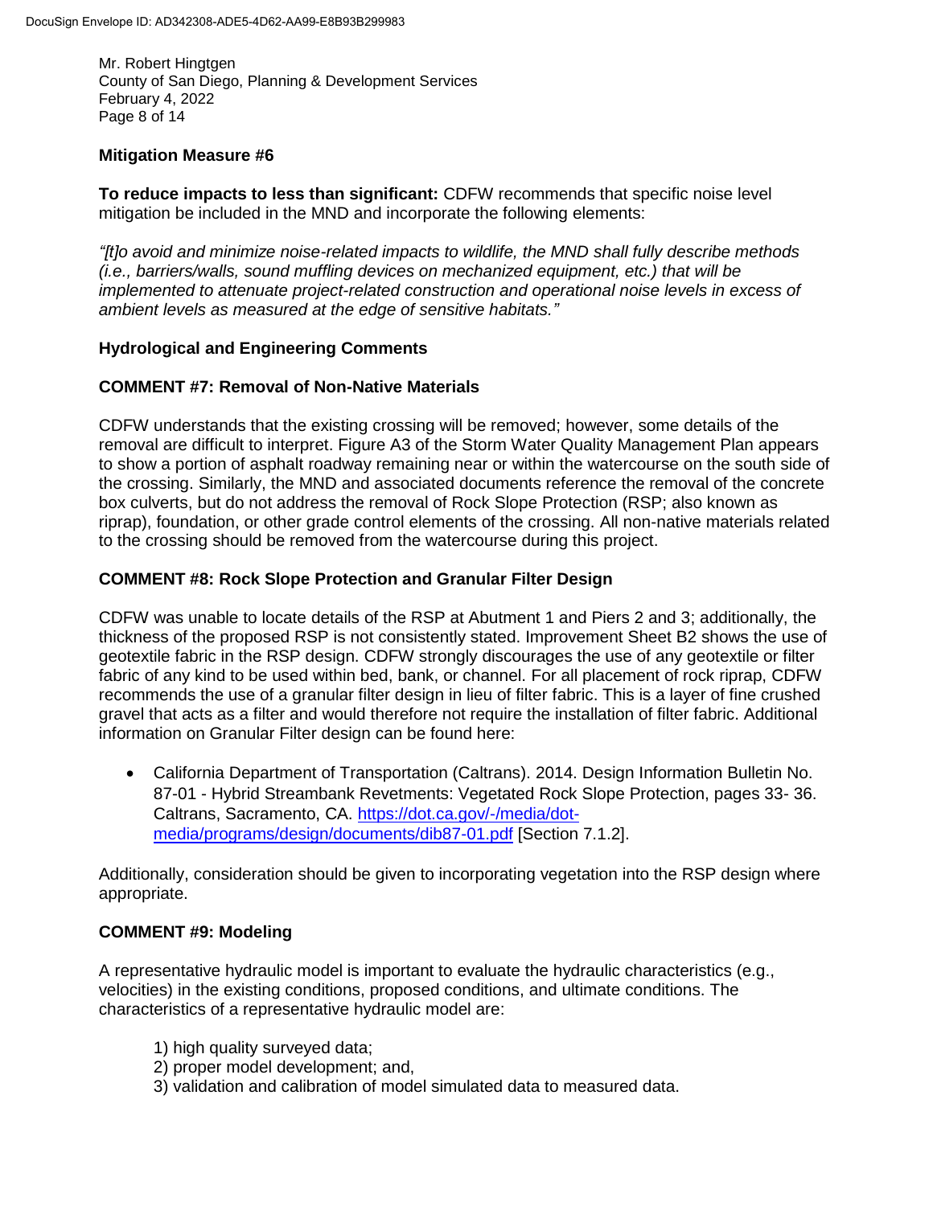**Mitigation Measure #6**

**To reduce impacts to less than significant:** CDFW recommends that specific noise level mitigation be included in the MND and incorporate the following elements:

*"[t]o avoid and minimize noise-related impacts to wildlife, the MND shall fully describe methods (i.e., barriers/walls, sound muffling devices on mechanized equipment, etc.) that will be implemented to attenuate project-related construction and operational noise levels in excess of ambient levels as measured at the edge of sensitive habitats."*

**Hydrological and Engineering Comments**

**COMMENT #7: Removal of Non-Native Materials**

CDFW understands that the existing crossing will be removed; however, some details of the removal are difficult to interpret. Figure A3 of the Storm Water Quality Management Plan appears to show a portion of asphalt roadway remaining near or within the watercourse on the south side of the crossing. Similarly, the MND and associated documents reference the removal of the concrete box culverts, but do not address the removal of Rock Slope Protection (RSP; also known as riprap), foundation, or other grade control elements of the crossing. All non-native materials related to the crossing should be removed from the watercourse during this project.

**COMMENT #8: Rock Slope Protection and Granular Filter Design**

CDFW was unable to locate details of the RSP at Abutment 1 and Piers 2 and 3; additionally, the thickness of the proposed RSP is not consistently stated. Improvement Sheet B2 shows the use of geotextile fabric in the RSP design. CDFW strongly discourages the use of any geotextile or filter fabric of any kind to be used within bed, bank, or channel. For all placement of rock riprap, CDFW recommends the use of a granular filter design in lieu of filter fabric. This is a layer of fine crushed gravel that acts as a filter and would therefore not require the installation of filter fabric. Additional information on Granular Filter design can be found here:

- California Department of Transportation (Caltrans). 2014. Design Information Bulletin No. 87-01 - Hybrid Streambank Revetments: Vegetated Rock Slope Protection, pages 33- 36. Caltrans, Sacramento, CA. [https://dot.ca.gov/-/media/dot-media/programs/design/documents/dib87-01.pdf](https://dot.ca.gov/-/media/dot-media/programs/design/documents/dib87-01.pdf) [Section 7.1.2].

Additionally, consideration should be given to incorporating vegetation into the RSP design where appropriate.

**COMMENT #9: Modeling**

A representative hydraulic model is important to evaluate the hydraulic characteristics (e.g., velocities) in the existing conditions, proposed conditions, and ultimate conditions. The characteristics of a representative hydraulic model are:

1) high quality surveyed data;
2) proper model development; and,
3) validation and calibration of model simulated data to measured data.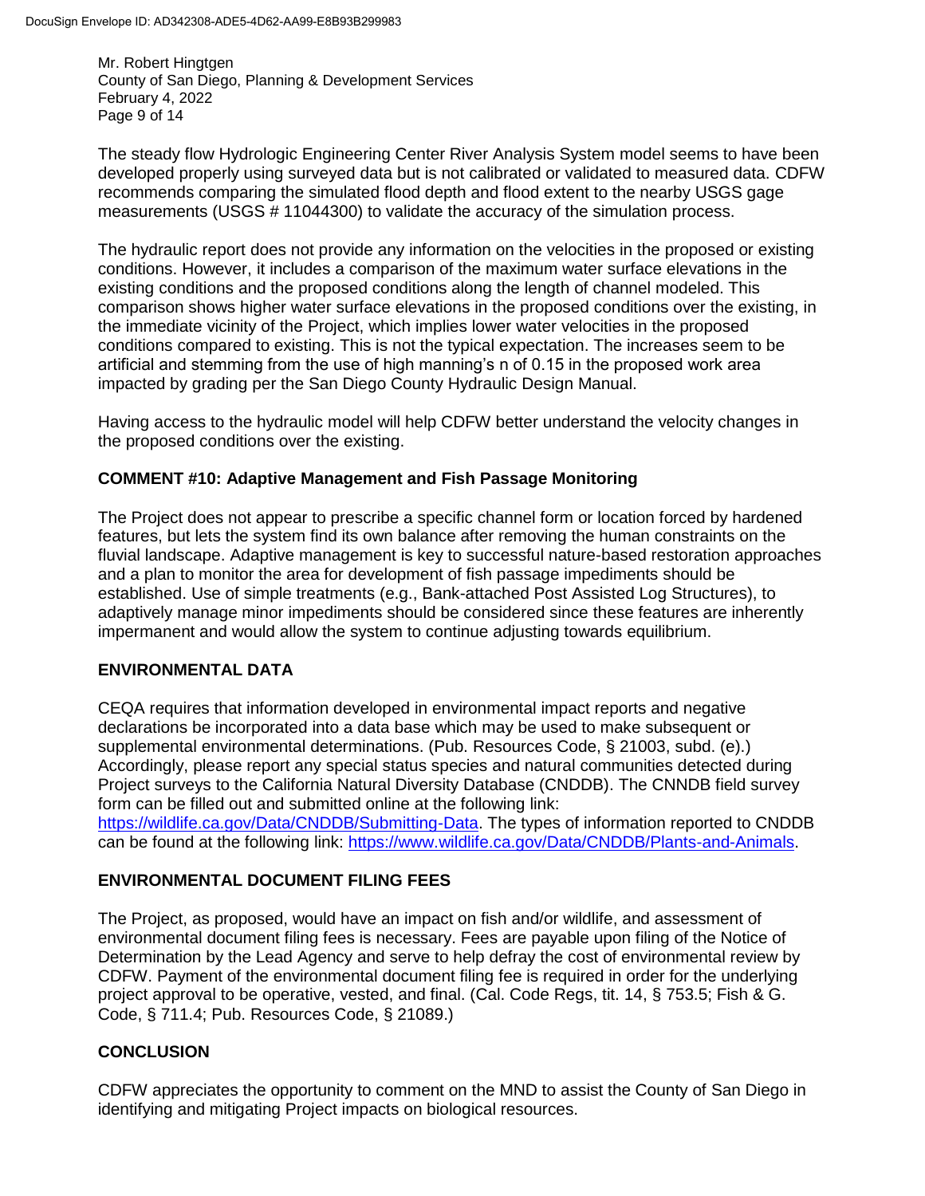The steady flow Hydrologic Engineering Center River Analysis System model seems to have been developed properly using surveyed data but is not calibrated or validated to measured data. CDFW recommends comparing the simulated flood depth and flood extent to the nearby USGS gage measurements (USGS # 11044300) to validate the accuracy of the simulation process.

The hydraulic report does not provide any information on the velocities in the proposed or existing conditions. However, it includes a comparison of the maximum water surface elevations in the existing conditions and the proposed conditions along the length of channel modeled. This comparison shows higher water surface elevations in the proposed conditions over the existing, in the immediate vicinity of the Project, which implies lower water velocities in the proposed conditions compared to existing. This is not the typical expectation. The increases seem to be artificial and stemming from the use of high manning's n of 0.15 in the proposed work area impacted by grading per the San Diego County Hydraulic Design Manual.

Having access to the hydraulic model will help CDFW better understand the velocity changes in the proposed conditions over the existing.

**COMMENT #10: Adaptive Management and Fish Passage Monitoring**

The Project does not appear to prescribe a specific channel form or location forced by hardened features, but lets the system find its own balance after removing the human constraints on the fluvial landscape. Adaptive management is key to successful nature-based restoration approaches and a plan to monitor the area for development of fish passage impediments should be established. Use of simple treatments (e.g., Bank-attached Post Assisted Log Structures), to adaptively manage minor impediments should be considered since these features are inherently impermanent and would allow the system to continue adjusting towards equilibrium.

## ENVIRONMENTAL DATA

CEQA requires that information developed in environmental impact reports and negative declarations be incorporated into a data base which may be used to make subsequent or supplemental environmental determinations. (Pub. Resources Code, § 21003, subd. (e).) Accordingly, please report any special status species and natural communities detected during Project surveys to the California Natural Diversity Database (CNDDB). The CNNDB field survey form can be filled out and submitted online at the following link: https://wildlife.ca.gov/Data/CNDDB/Submitting-Data. The types of information reported to CNDDB can be found at the following link: https://www.wildlife.ca.gov/Data/CNDDB/Plants-and-Animals.

## ENVIRONMENTAL DOCUMENT FILING FEES

The Project, as proposed, would have an impact on fish and/or wildlife, and assessment of environmental document filing fees is necessary. Fees are payable upon filing of the Notice of Determination by the Lead Agency and serve to help defray the cost of environmental review by CDFW. Payment of the environmental document filing fee is required in order for the underlying project approval to be operative, vested, and final. (Cal. Code Regs, tit. 14, § 753.5; Fish & G. Code, § 711.4; Pub. Resources Code, § 21089.)

## CONCLUSION

CDFW appreciates the opportunity to comment on the MND to assist the County of San Diego in identifying and mitigating Project impacts on biological resources.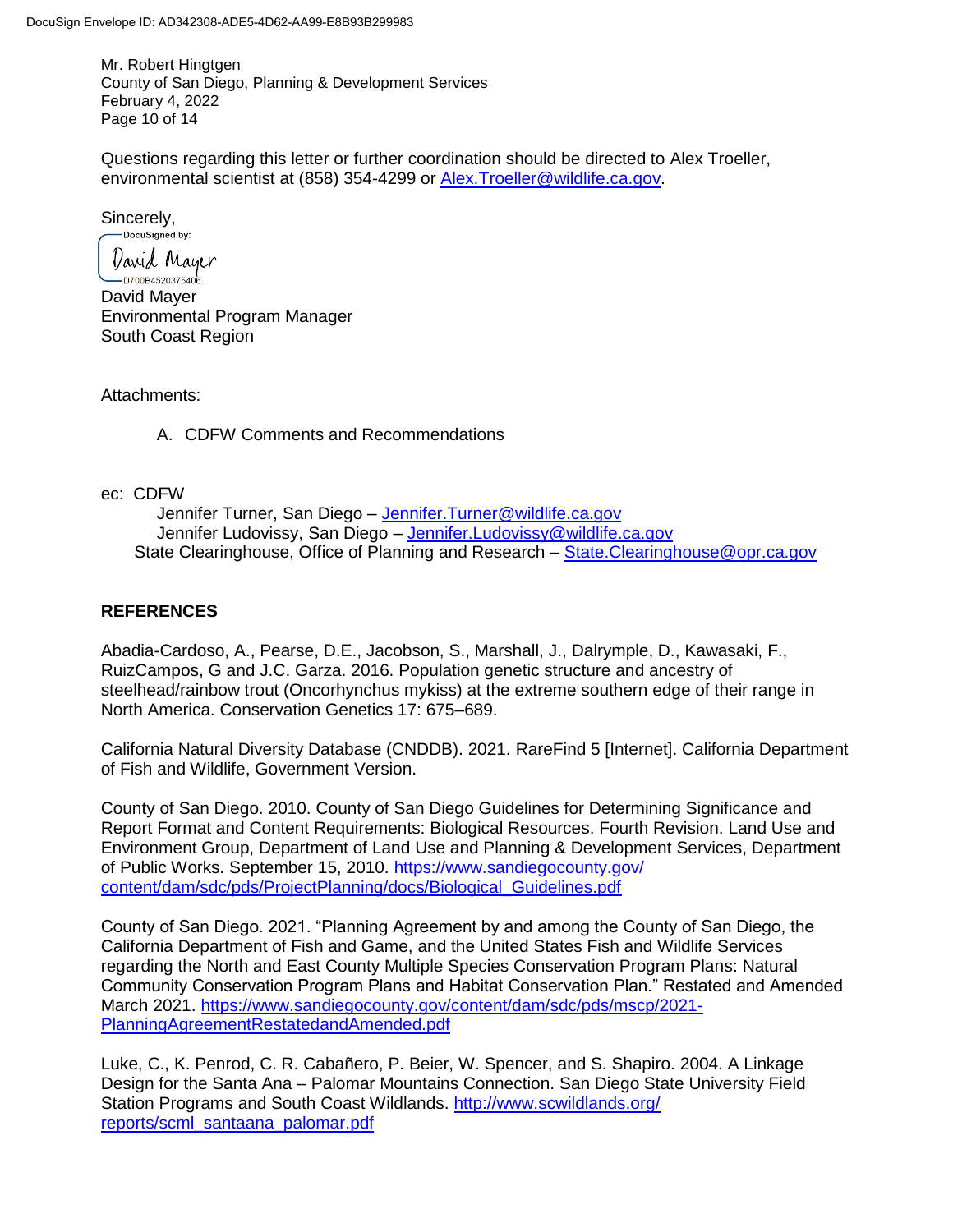Questions regarding this letter or further coordination should be directed to Alex Troeller, environmental scientist at (858) 354-4299 or Alex.Troeller@wildlife.ca.gov.

Sincerely,

DocuSigned by:
David Mayer
D700B4520375406...

David Mayer
Environmental Program Manager
South Coast Region

Attachments:

A. CDFW Comments and Recommendations

ec: CDFW
Jennifer Turner, San Diego – Jennifer.Turner@wildlife.ca.gov
Jennifer Ludovissy, San Diego – Jennifer.Ludovissy@wildlife.ca.gov
State Clearinghouse, Office of Planning and Research – State.Clearinghouse@opr.ca.gov

## REFERENCES

Abadia-Cardoso, A., Pearse, D.E., Jacobson, S., Marshall, J., Dalrymple, D., Kawasaki, F., RuizCampos, G and J.C. Garza. 2016. Population genetic structure and ancestry of steelhead/rainbow trout (Oncorhynchus mykiss) at the extreme southern edge of their range in North America. Conservation Genetics 17: 675–689.

California Natural Diversity Database (CNDDB). 2021. RareFind 5 [Internet]. California Department of Fish and Wildlife, Government Version.

County of San Diego. 2010. County of San Diego Guidelines for Determining Significance and Report Format and Content Requirements: Biological Resources. Fourth Revision. Land Use and Environment Group, Department of Land Use and Planning & Development Services, Department of Public Works. September 15, 2010. https://www.sandiegocounty.gov/content/dam/sdc/pds/ProjectPlanning/docs/Biological_Guidelines.pdf

County of San Diego. 2021. "Planning Agreement by and among the County of San Diego, the California Department of Fish and Game, and the United States Fish and Wildlife Services regarding the North and East County Multiple Species Conservation Program Plans: Natural Community Conservation Program Plans and Habitat Conservation Plan." Restated and Amended March 2021. https://www.sandiegocounty.gov/content/dam/sdc/pds/mscp/2021-PlanningAgreementRestatedandAmended.pdf

Luke, C., K. Penrod, C. R. Cabañero, P. Beier, W. Spencer, and S. Shapiro. 2004. A Linkage Design for the Santa Ana – Palomar Mountains Connection. San Diego State University Field Station Programs and South Coast Wildlands. http://www.scwildlands.org/reports/scml_santaana_palomar.pdf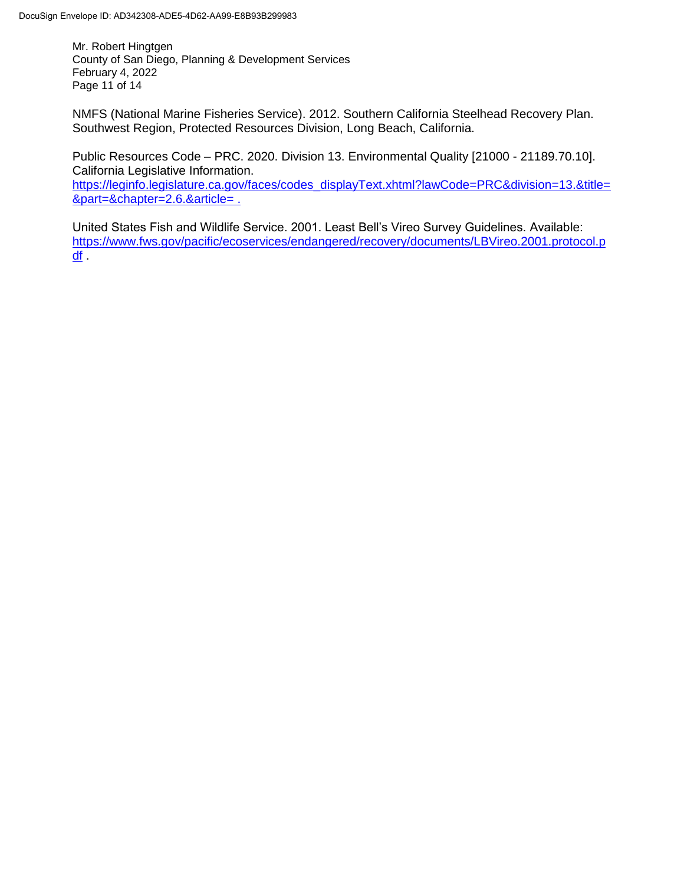NMFS (National Marine Fisheries Service). 2012. Southern California Steelhead Recovery Plan. Southwest Region, Protected Resources Division, Long Beach, California.

Public Resources Code – PRC. 2020. Division 13. Environmental Quality [21000 - 21189.70.10]. California Legislative Information. https://leginfo.legislature.ca.gov/faces/codes_displayText.xhtml?lawCode=PRC&division=13.&title=&part=&chapter=2.6.&article= .

United States Fish and Wildlife Service. 2001. Least Bell's Vireo Survey Guidelines. Available: https://www.fws.gov/pacific/ecoservices/endangered/recovery/documents/LBVireo.2001.protocol.pdf .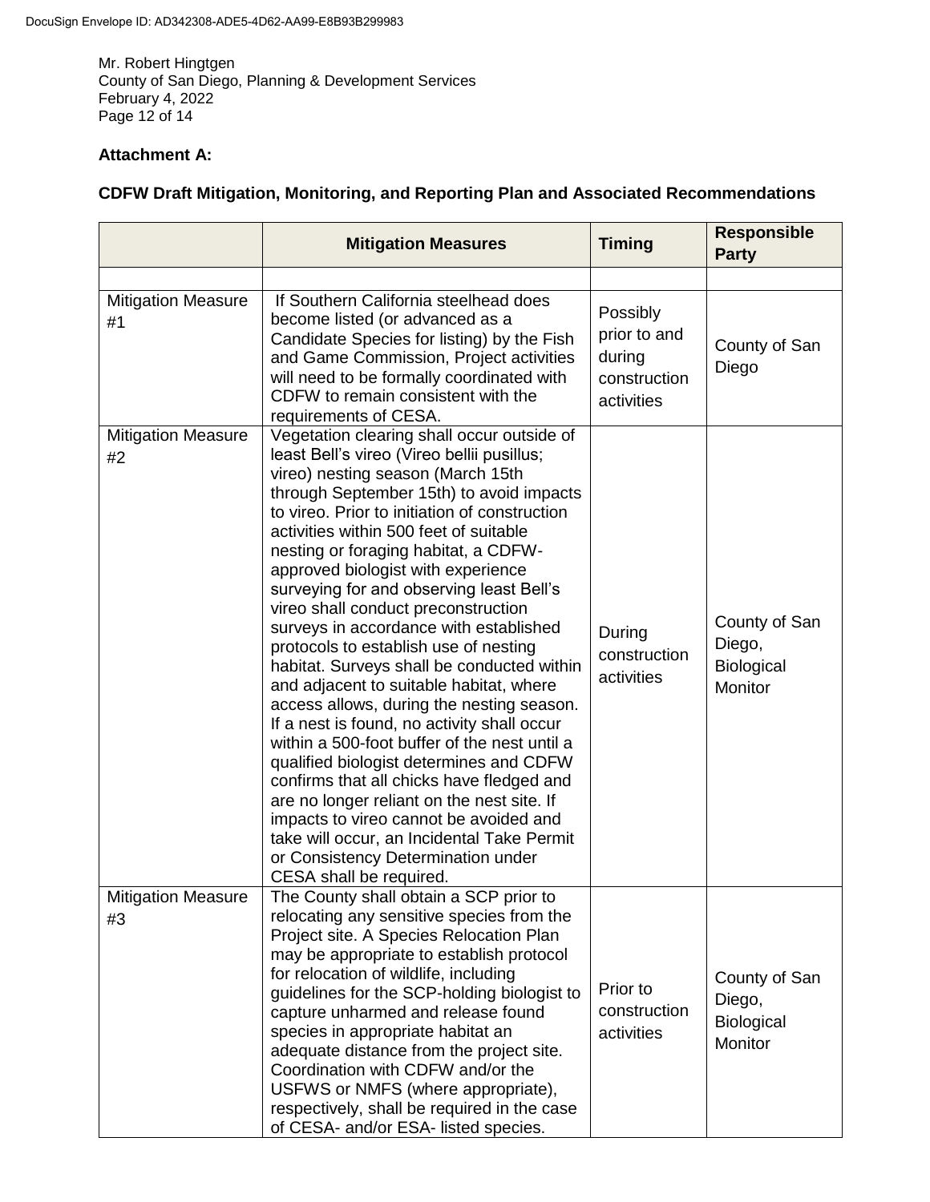Mr. Robert Hingtgen
County of San Diego, Planning & Development Services
February 4, 2022

**Attachment A:**

**CDFW Draft Mitigation, Monitoring, and Reporting Plan and Associated Recommendations**

| | Mitigation Measures | Timing | Responsible Party |
|---|---|---|---|
| | | | |
| Mitigation Measure #1 | If Southern California steelhead does become listed (or advanced as a Candidate Species for listing) by the Fish and Game Commission, Project activities will need to be formally coordinated with CDFW to remain consistent with the requirements of CESA. | Possibly prior to and during construction activities | County of San Diego |
| Mitigation Measure #2 | Vegetation clearing shall occur outside of least Bell's vireo (Vireo bellii pusillus; vireo) nesting season (March 15th through September 15th) to avoid impacts to vireo. Prior to initiation of construction activities within 500 feet of suitable nesting or foraging habitat, a CDFW-approved biologist with experience surveying for and observing least Bell's vireo shall conduct preconstruction surveys in accordance with established protocols to establish use of nesting habitat. Surveys shall be conducted within and adjacent to suitable habitat, where access allows, during the nesting season. If a nest is found, no activity shall occur within a 500-foot buffer of the nest until a qualified biologist determines and CDFW confirms that all chicks have fledged and are no longer reliant on the nest site. If impacts to vireo cannot be avoided and take will occur, an Incidental Take Permit or Consistency Determination under CESA shall be required. | During construction activities | County of San Diego, Biological Monitor |
| Mitigation Measure #3 | The County shall obtain a SCP prior to relocating any sensitive species from the Project site. A Species Relocation Plan may be appropriate to establish protocol for relocation of wildlife, including guidelines for the SCP-holding biologist to capture unharmed and release found species in appropriate habitat an adequate distance from the project site. Coordination with CDFW and/or the USFWS or NMFS (where appropriate), respectively, shall be required in the case of CESA- and/or ESA- listed species. | Prior to construction activities | County of San Diego, Biological Monitor |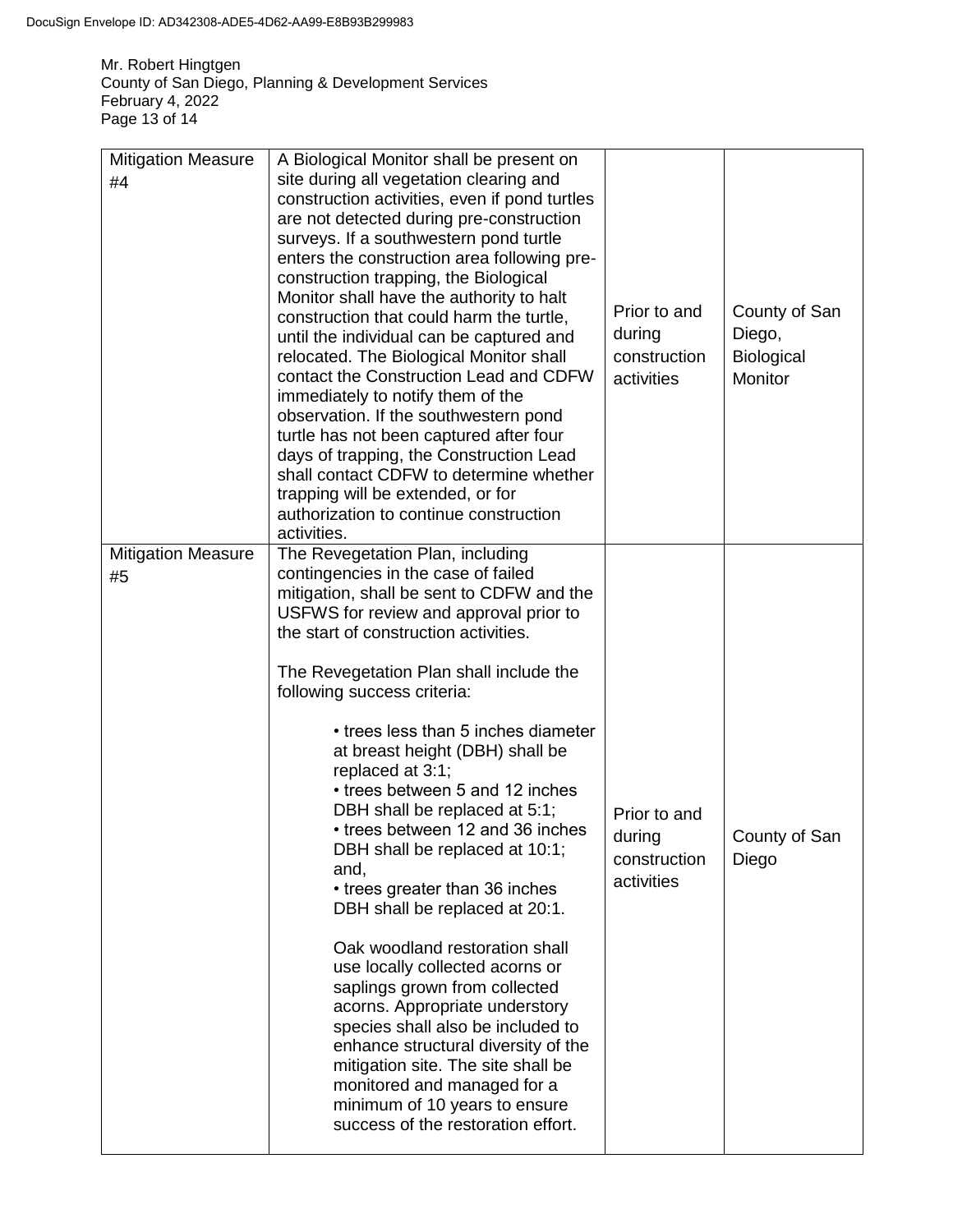| Mitigation Measure #4 | A Biological Monitor shall be present on site during all vegetation clearing and construction activities, even if pond turtles are not detected during pre-construction surveys. If a southwestern pond turtle enters the construction area following pre-construction trapping, the Biological Monitor shall have the authority to halt construction that could harm the turtle, until the individual can be captured and relocated. The Biological Monitor shall contact the Construction Lead and CDFW immediately to notify them of the observation. If the southwestern pond turtle has not been captured after four days of trapping, the Construction Lead shall contact CDFW to determine whether trapping will be extended, or for authorization to continue construction activities. | Prior to and during construction activities | County of San Diego, Biological Monitor |
|---|---|---|---|
| Mitigation Measure #5 | The Revegetation Plan, including contingencies in the case of failed mitigation, shall be sent to CDFW and the USFWS for review and approval prior to the start of construction activities.<br><br>The Revegetation Plan shall include the following success criteria:<br><br>• trees less than 5 inches diameter at breast height (DBH) shall be replaced at 3:1;<br>• trees between 5 and 12 inches DBH shall be replaced at 5:1;<br>• trees between 12 and 36 inches DBH shall be replaced at 10:1; and,<br>• trees greater than 36 inches DBH shall be replaced at 20:1.<br><br>Oak woodland restoration shall use locally collected acorns or saplings grown from collected acorns. Appropriate understory species shall also be included to enhance structural diversity of the mitigation site. The site shall be monitored and managed for a minimum of 10 years to ensure success of the restoration effort. | Prior to and during construction activities | County of San Diego |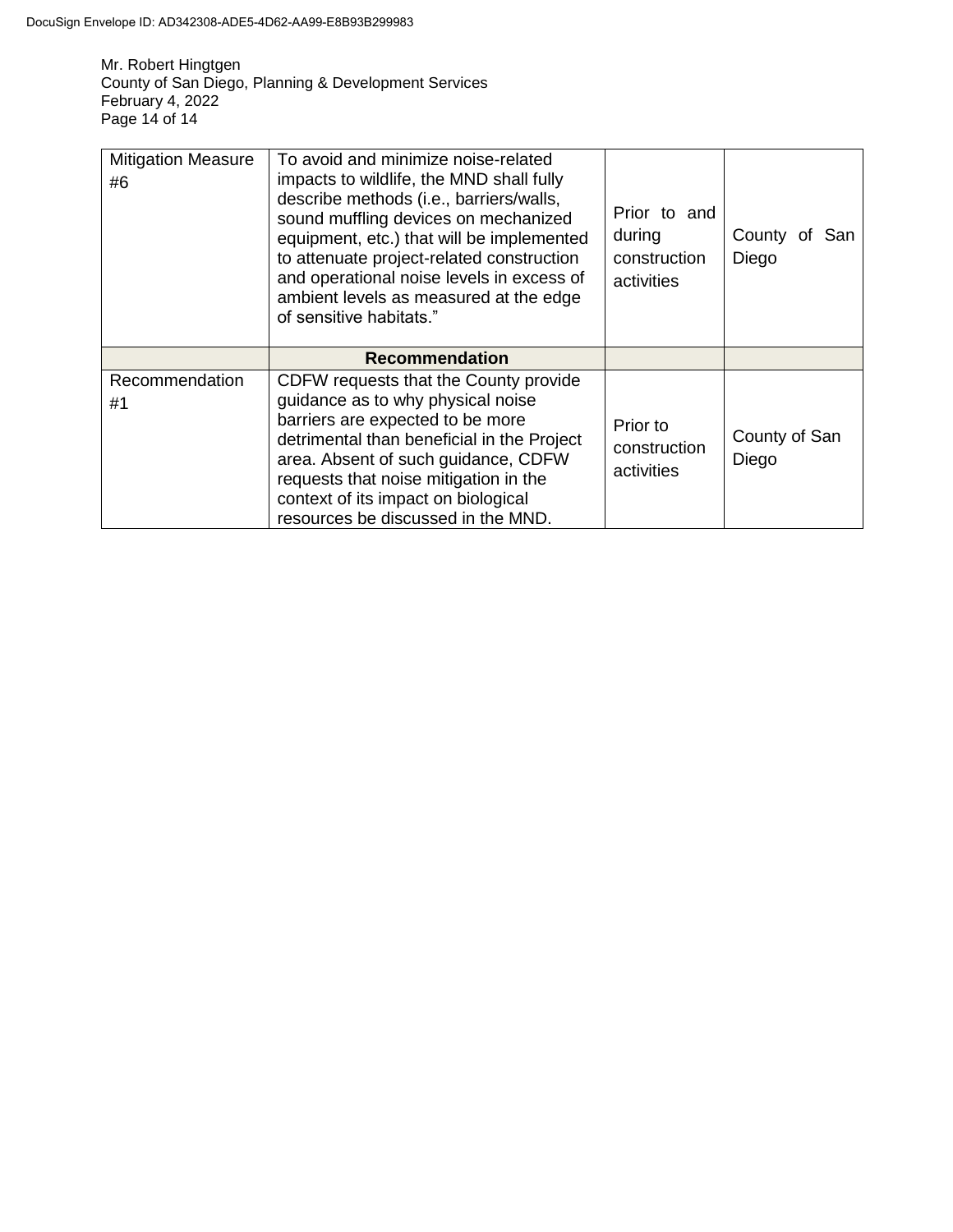| | | | |
|---|---|---|---|
| Mitigation Measure #6 | To avoid and minimize noise-related impacts to wildlife, the MND shall fully describe methods (i.e., barriers/walls, sound muffling devices on mechanized equipment, etc.) that will be implemented to attenuate project-related construction and operational noise levels in excess of ambient levels as measured at the edge of sensitive habitats." | Prior to and during construction activities | County of San Diego |
| | **Recommendation** | | |
| Recommendation #1 | CDFW requests that the County provide guidance as to why physical noise barriers are expected to be more detrimental than beneficial in the Project area. Absent of such guidance, CDFW requests that noise mitigation in the context of its impact on biological resources be discussed in the MND. | Prior to construction activities | County of San Diego |